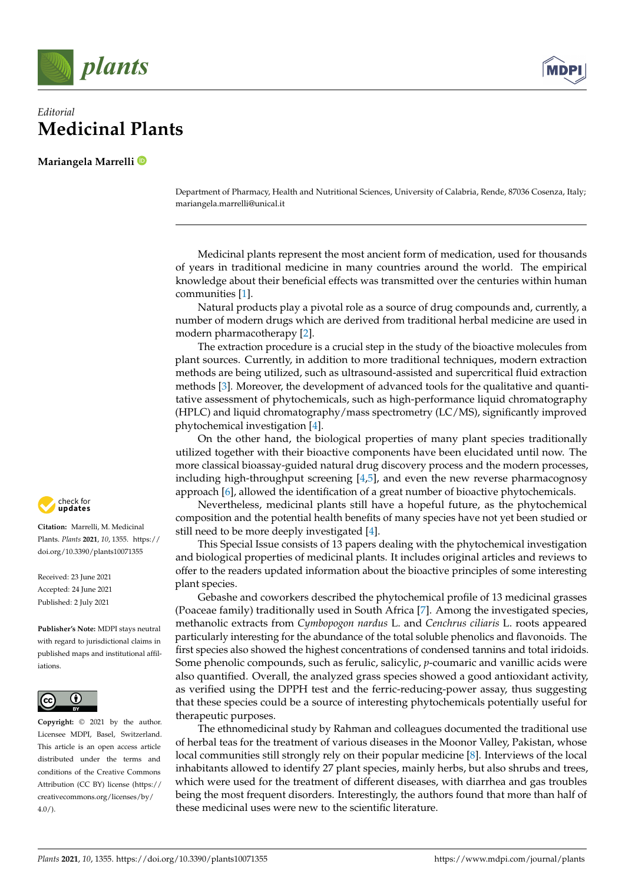*Editorial*

# Medicinal Plants

**Mariangela Marrelli**

Department of Pharmacy, Health and Nutritional Sciences, University of Calabria, Rende, 87036 Cosenza, Italy; mariangela.marrelli@unical.it

**Citation:** Marrelli, M. Medicinal Plants. *Plants* **2021**, *10*, 1355. https://doi.org/10.3390/plants10071355

Received: 23 June 2021
Accepted: 24 June 2021
Published: 2 July 2021

**Publisher's Note:** MDPI stays neutral with regard to jurisdictional claims in published maps and institutional affiliations.

**Copyright:** © 2021 by the author. Licensee MDPI, Basel, Switzerland. This article is an open access article distributed under the terms and conditions of the Creative Commons Attribution (CC BY) license (https://creativecommons.org/licenses/by/4.0/).

Medicinal plants represent the most ancient form of medication, used for thousands of years in traditional medicine in many countries around the world. The empirical knowledge about their beneficial effects was transmitted over the centuries within human communities [1].

Natural products play a pivotal role as a source of drug compounds and, currently, a number of modern drugs which are derived from traditional herbal medicine are used in modern pharmacotherapy [2].

The extraction procedure is a crucial step in the study of the bioactive molecules from plant sources. Currently, in addition to more traditional techniques, modern extraction methods are being utilized, such as ultrasound-assisted and supercritical fluid extraction methods [3]. Moreover, the development of advanced tools for the qualitative and quantitative assessment of phytochemicals, such as high-performance liquid chromatography (HPLC) and liquid chromatography/mass spectrometry (LC/MS), significantly improved phytochemical investigation [4].

On the other hand, the biological properties of many plant species traditionally utilized together with their bioactive components have been elucidated until now. The more classical bioassay-guided natural drug discovery process and the modern processes, including high-throughput screening [4,5], and even the new reverse pharmacognosy approach [6], allowed the identification of a great number of bioactive phytochemicals.

Nevertheless, medicinal plants still have a hopeful future, as the phytochemical composition and the potential health benefits of many species have not yet been studied or still need to be more deeply investigated [4].

This Special Issue consists of 13 papers dealing with the phytochemical investigation and biological properties of medicinal plants. It includes original articles and reviews to offer to the readers updated information about the bioactive principles of some interesting plant species.

Gebashe and coworkers described the phytochemical profile of 13 medicinal grasses (Poaceae family) traditionally used in South Africa [7]. Among the investigated species, methanolic extracts from *Cymbopogon nardus* L. and *Cenchrus ciliaris* L. roots appeared particularly interesting for the abundance of the total soluble phenolics and flavonoids. The first species also showed the highest concentrations of condensed tannins and total iridoids. Some phenolic compounds, such as ferulic, salicylic, *p*-coumaric and vanillic acids were also quantified. Overall, the analyzed grass species showed a good antioxidant activity, as verified using the DPPH test and the ferric-reducing-power assay, thus suggesting that these species could be a source of interesting phytochemicals potentially useful for therapeutic purposes.

The ethnomedicinal study by Rahman and colleagues documented the traditional use of herbal teas for the treatment of various diseases in the Moonor Valley, Pakistan, whose local communities still strongly rely on their popular medicine [8]. Interviews of the local inhabitants allowed to identify 27 plant species, mainly herbs, but also shrubs and trees, which were used for the treatment of different diseases, with diarrhea and gas troubles being the most frequent disorders. Interestingly, the authors found that more than half of these medicinal uses were new to the scientific literature.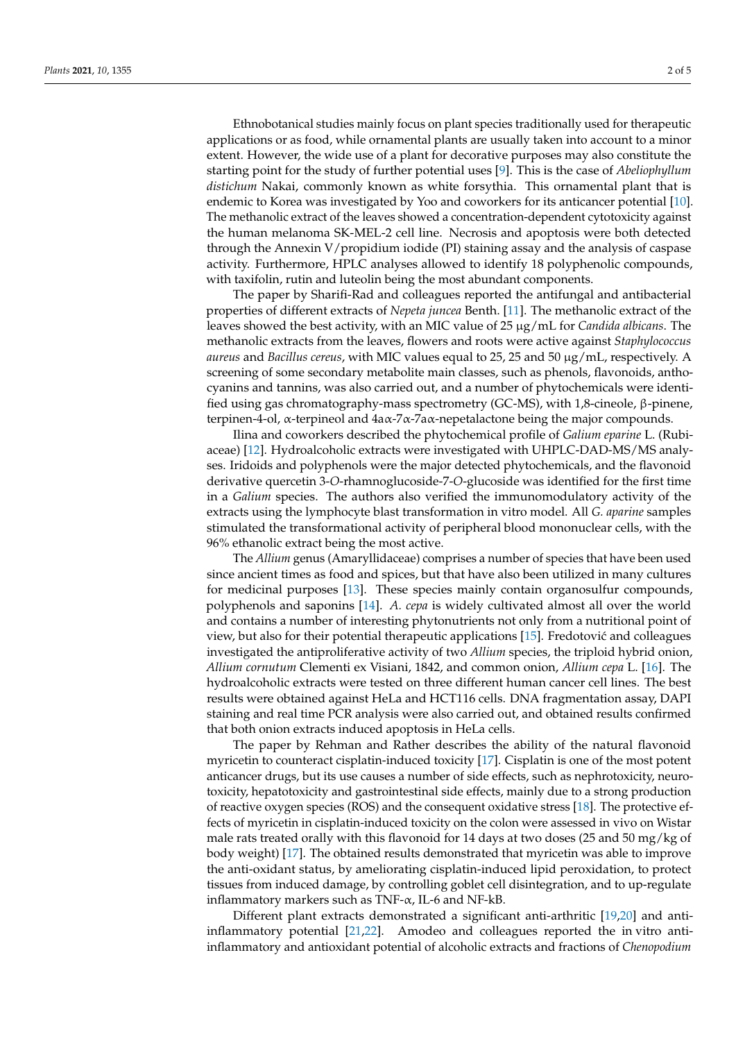Ethnobotanical studies mainly focus on plant species traditionally used for therapeutic applications or as food, while ornamental plants are usually taken into account to a minor extent. However, the wide use of a plant for decorative purposes may also constitute the starting point for the study of further potential uses [9]. This is the case of *Abeliophyllum distichum* Nakai, commonly known as white forsythia. This ornamental plant that is endemic to Korea was investigated by Yoo and coworkers for its anticancer potential [10]. The methanolic extract of the leaves showed a concentration-dependent cytotoxicity against the human melanoma SK-MEL-2 cell line. Necrosis and apoptosis were both detected through the Annexin V/propidium iodide (PI) staining assay and the analysis of caspase activity. Furthermore, HPLC analyses allowed to identify 18 polyphenolic compounds, with taxifolin, rutin and luteolin being the most abundant components.

The paper by Sharifi-Rad and colleagues reported the antifungal and antibacterial properties of different extracts of *Nepeta juncea* Benth. [11]. The methanolic extract of the leaves showed the best activity, with an MIC value of 25 μg/mL for *Candida albicans*. The methanolic extracts from the leaves, flowers and roots were active against *Staphylococcus aureus* and *Bacillus cereus*, with MIC values equal to 25, 25 and 50 μg/mL, respectively. A screening of some secondary metabolite main classes, such as phenols, flavonoids, anthocyanins and tannins, was also carried out, and a number of phytochemicals were identified using gas chromatography-mass spectrometry (GC-MS), with 1,8-cineole, β-pinene, terpinen-4-ol, α-terpineol and 4aα-7α-7aα-nepetalactone being the major compounds.

Ilina and coworkers described the phytochemical profile of *Galium eparine* L. (Rubiaceae) [12]. Hydroalcoholic extracts were investigated with UHPLC-DAD-MS/MS analyses. Iridoids and polyphenols were the major detected phytochemicals, and the flavonoid derivative quercetin 3-*O*-rhamnoglucoside-7-*O*-glucoside was identified for the first time in a *Galium* species. The authors also verified the immunomodulatory activity of the extracts using the lymphocyte blast transformation in vitro model. All *G. aparine* samples stimulated the transformational activity of peripheral blood mononuclear cells, with the 96% ethanolic extract being the most active.

The *Allium* genus (Amaryllidaceae) comprises a number of species that have been used since ancient times as food and spices, but that have also been utilized in many cultures for medicinal purposes [13]. These species mainly contain organosulfur compounds, polyphenols and saponins [14]. *A. cepa* is widely cultivated almost all over the world and contains a number of interesting phytonutrients not only from a nutritional point of view, but also for their potential therapeutic applications [15]. Fredotović and colleagues investigated the antiproliferative activity of two *Allium* species, the triploid hybrid onion, *Allium cornutum* Clementi ex Visiani, 1842, and common onion, *Allium cepa* L. [16]. The hydroalcoholic extracts were tested on three different human cancer cell lines. The best results were obtained against HeLa and HCT116 cells. DNA fragmentation assay, DAPI staining and real time PCR analysis were also carried out, and obtained results confirmed that both onion extracts induced apoptosis in HeLa cells.

The paper by Rehman and Rather describes the ability of the natural flavonoid myricetin to counteract cisplatin-induced toxicity [17]. Cisplatin is one of the most potent anticancer drugs, but its use causes a number of side effects, such as nephrotoxicity, neurotoxicity, hepatotoxicity and gastrointestinal side effects, mainly due to a strong production of reactive oxygen species (ROS) and the consequent oxidative stress [18]. The protective effects of myricetin in cisplatin-induced toxicity on the colon were assessed in vivo on Wistar male rats treated orally with this flavonoid for 14 days at two doses (25 and 50 mg/kg of body weight) [17]. The obtained results demonstrated that myricetin was able to improve the anti-oxidant status, by ameliorating cisplatin-induced lipid peroxidation, to protect tissues from induced damage, by controlling goblet cell disintegration, and to up-regulate inflammatory markers such as TNF-α, IL-6 and NF-kB.

Different plant extracts demonstrated a significant anti-arthritic [19,20] and anti-inflammatory potential [21,22]. Amodeo and colleagues reported the in vitro anti-inflammatory and antioxidant potential of alcoholic extracts and fractions of *Chenopodium*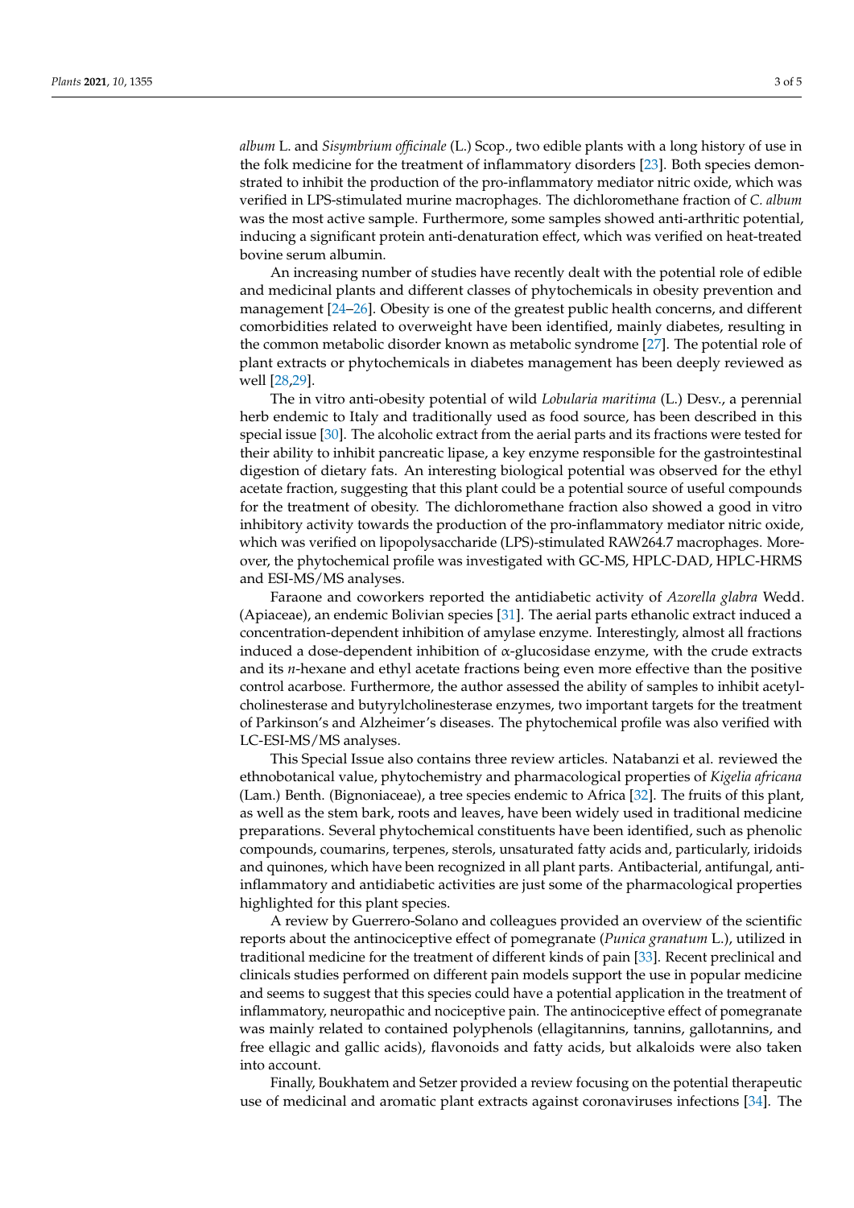*album* L. and *Sisymbrium officinale* (L.) Scop., two edible plants with a long history of use in the folk medicine for the treatment of inflammatory disorders [23]. Both species demonstrated to inhibit the production of the pro-inflammatory mediator nitric oxide, which was verified in LPS-stimulated murine macrophages. The dichloromethane fraction of *C. album* was the most active sample. Furthermore, some samples showed anti-arthritic potential, inducing a significant protein anti-denaturation effect, which was verified on heat-treated bovine serum albumin.

An increasing number of studies have recently dealt with the potential role of edible and medicinal plants and different classes of phytochemicals in obesity prevention and management [24–26]. Obesity is one of the greatest public health concerns, and different comorbidities related to overweight have been identified, mainly diabetes, resulting in the common metabolic disorder known as metabolic syndrome [27]. The potential role of plant extracts or phytochemicals in diabetes management has been deeply reviewed as well [28,29].

The in vitro anti-obesity potential of wild *Lobularia maritima* (L.) Desv., a perennial herb endemic to Italy and traditionally used as food source, has been described in this special issue [30]. The alcoholic extract from the aerial parts and its fractions were tested for their ability to inhibit pancreatic lipase, a key enzyme responsible for the gastrointestinal digestion of dietary fats. An interesting biological potential was observed for the ethyl acetate fraction, suggesting that this plant could be a potential source of useful compounds for the treatment of obesity. The dichloromethane fraction also showed a good in vitro inhibitory activity towards the production of the pro-inflammatory mediator nitric oxide, which was verified on lipopolysaccharide (LPS)-stimulated RAW264.7 macrophages. Moreover, the phytochemical profile was investigated with GC-MS, HPLC-DAD, HPLC-HRMS and ESI-MS/MS analyses.

Faraone and coworkers reported the antidiabetic activity of *Azorella glabra* Wedd. (Apiaceae), an endemic Bolivian species [31]. The aerial parts ethanolic extract induced a concentration-dependent inhibition of amylase enzyme. Interestingly, almost all fractions induced a dose-dependent inhibition of $\alpha$-glucosidase enzyme, with the crude extracts and its *n*-hexane and ethyl acetate fractions being even more effective than the positive control acarbose. Furthermore, the author assessed the ability of samples to inhibit acetylcholinesterase and butyrylcholinesterase enzymes, two important targets for the treatment of Parkinson's and Alzheimer's diseases. The phytochemical profile was also verified with LC-ESI-MS/MS analyses.

This Special Issue also contains three review articles. Natabanzi et al. reviewed the ethnobotanical value, phytochemistry and pharmacological properties of *Kigelia africana* (Lam.) Benth. (Bignoniaceae), a tree species endemic to Africa [32]. The fruits of this plant, as well as the stem bark, roots and leaves, have been widely used in traditional medicine preparations. Several phytochemical constituents have been identified, such as phenolic compounds, coumarins, terpenes, sterols, unsaturated fatty acids and, particularly, iridoids and quinones, which have been recognized in all plant parts. Antibacterial, antifungal, anti-inflammatory and antidiabetic activities are just some of the pharmacological properties highlighted for this plant species.

A review by Guerrero-Solano and colleagues provided an overview of the scientific reports about the antinociceptive effect of pomegranate (*Punica granatum* L.), utilized in traditional medicine for the treatment of different kinds of pain [33]. Recent preclinical and clinicals studies performed on different pain models support the use in popular medicine and seems to suggest that this species could have a potential application in the treatment of inflammatory, neuropathic and nociceptive pain. The antinociceptive effect of pomegranate was mainly related to contained polyphenols (ellagitannins, tannins, gallotannins, and free ellagic and gallic acids), flavonoids and fatty acids, but alkaloids were also taken into account.

Finally, Boukhatem and Setzer provided a review focusing on the potential therapeutic use of medicinal and aromatic plant extracts against coronaviruses infections [34]. The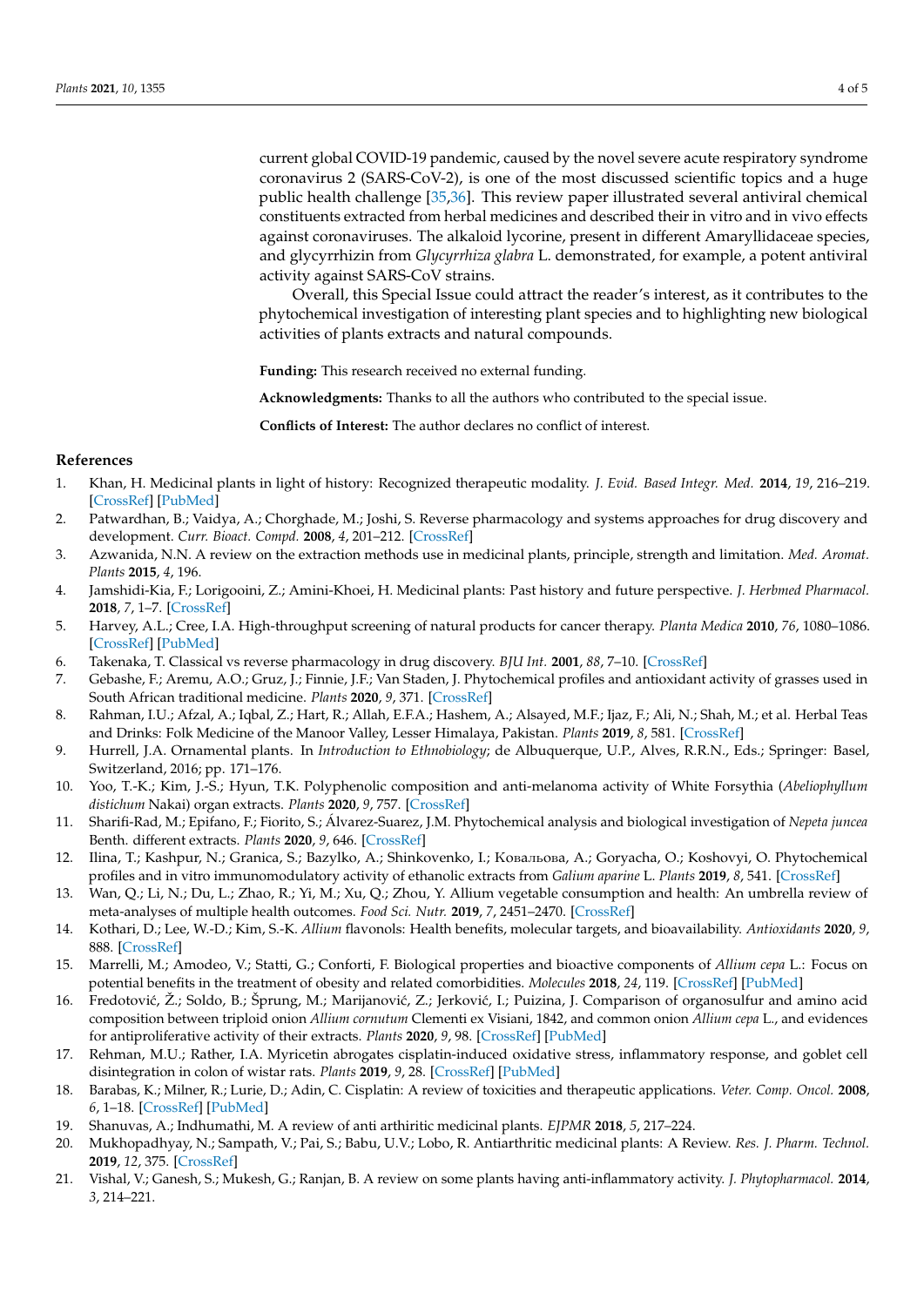current global COVID-19 pandemic, caused by the novel severe acute respiratory syndrome coronavirus 2 (SARS-CoV-2), is one of the most discussed scientific topics and a huge public health challenge [35,36]. This review paper illustrated several antiviral chemical constituents extracted from herbal medicines and described their in vitro and in vivo effects against coronaviruses. The alkaloid lycorine, present in different Amaryllidaceae species, and glycyrrhizin from *Glycyrrhiza glabra* L. demonstrated, for example, a potent antiviral activity against SARS-CoV strains.

Overall, this Special Issue could attract the reader's interest, as it contributes to the phytochemical investigation of interesting plant species and to highlighting new biological activities of plants extracts and natural compounds.

**Funding:** This research received no external funding.

**Acknowledgments:** Thanks to all the authors who contributed to the special issue.

**Conflicts of Interest:** The author declares no conflict of interest.

## References

1. Khan, H. Medicinal plants in light of history: Recognized therapeutic modality. *J. Evid. Based Integr. Med.* **2014**, *19*, 216–219. [CrossRef] [PubMed]
2. Patwardhan, B.; Vaidya, A.; Chorghade, M.; Joshi, S. Reverse pharmacology and systems approaches for drug discovery and development. *Curr. Bioact. Compd.* **2008**, *4*, 201–212. [CrossRef]
3. Azwanida, N.N. A review on the extraction methods use in medicinal plants, principle, strength and limitation. *Med. Aromat. Plants* **2015**, *4*, 196.
4. Jamshidi-Kia, F.; Lorigooini, Z.; Amini-Khoei, H. Medicinal plants: Past history and future perspective. *J. Herbmed Pharmacol.* **2018**, *7*, 1–7. [CrossRef]
5. Harvey, A.L.; Cree, I.A. High-throughput screening of natural products for cancer therapy. *Planta Medica* **2010**, *76*, 1080–1086. [CrossRef] [PubMed]
6. Takenaka, T. Classical vs reverse pharmacology in drug discovery. *BJU Int.* **2001**, *88*, 7–10. [CrossRef]
7. Gebashe, F.; Aremu, A.O.; Gruz, J.; Finnie, J.F.; Van Staden, J. Phytochemical profiles and antioxidant activity of grasses used in South African traditional medicine. *Plants* **2020**, *9*, 371. [CrossRef]
8. Rahman, I.U.; Afzal, A.; Iqbal, Z.; Hart, R.; Allah, E.F.A.; Hashem, A.; Alsayed, M.F.; Ijaz, F.; Ali, N.; Shah, M.; et al. Herbal Teas and Drinks: Folk Medicine of the Manoor Valley, Lesser Himalaya, Pakistan. *Plants* **2019**, *8*, 581. [CrossRef]
9. Hurrell, J.A. Ornamental plants. In *Introduction to Ethnobiology*; de Albuquerque, U.P., Alves, R.R.N., Eds.; Springer: Basel, Switzerland, 2016; pp. 171–176.
10. Yoo, T.-K.; Kim, J.-S.; Hyun, T.K. Polyphenolic composition and anti-melanoma activity of White Forsythia (*Abeliophyllum distichum* Nakai) organ extracts. *Plants* **2020**, *9*, 757. [CrossRef]
11. Sharifi-Rad, M.; Epifano, F.; Fiorito, S.; Álvarez-Suarez, J.M. Phytochemical analysis and biological investigation of *Nepeta juncea* Benth. different extracts. *Plants* **2020**, *9*, 646. [CrossRef]
12. Ilina, T.; Kashpur, N.; Granica, S.; Bazylko, A.; Shinkovenko, I.; Ковальова, A.; Goryacha, O.; Koshovyi, O. Phytochemical profiles and in vitro immunomodulatory activity of ethanolic extracts from *Galium aparine* L. *Plants* **2019**, *8*, 541. [CrossRef]
13. Wan, Q.; Li, N.; Du, L.; Zhao, R.; Yi, M.; Xu, Q.; Zhou, Y. Allium vegetable consumption and health: An umbrella review of meta-analyses of multiple health outcomes. *Food Sci. Nutr.* **2019**, *7*, 2451–2470. [CrossRef]
14. Kothari, D.; Lee, W.-D.; Kim, S.-K. *Allium* flavonols: Health benefits, molecular targets, and bioavailability. *Antioxidants* **2020**, *9*, 888. [CrossRef]
15. Marrelli, M.; Amodeo, V.; Statti, G.; Conforti, F. Biological properties and bioactive components of *Allium cepa* L.: Focus on potential benefits in the treatment of obesity and related comorbidities. *Molecules* **2018**, *24*, 119. [CrossRef] [PubMed]
16. Fredotović, Ž.; Soldo, B.; Šprung, M.; Marijanović, Z.; Jerković, I.; Puizina, J. Comparison of organosulfur and amino acid composition between triploid onion *Allium cornutum* Clementi ex Visiani, 1842, and common onion *Allium cepa* L., and evidences for antiproliferative activity of their extracts. *Plants* **2020**, *9*, 98. [CrossRef] [PubMed]
17. Rehman, M.U.; Rather, I.A. Myricetin abrogates cisplatin-induced oxidative stress, inflammatory response, and goblet cell disintegration in colon of wistar rats. *Plants* **2019**, *9*, 28. [CrossRef] [PubMed]
18. Barabas, K.; Milner, R.; Lurie, D.; Adin, C. Cisplatin: A review of toxicities and therapeutic applications. *Veter. Comp. Oncol.* **2008**, *6*, 1–18. [CrossRef] [PubMed]
19. Shanuvas, A.; Indhumathi, M. A review of anti arthiritic medicinal plants. *EJPMR* **2018**, *5*, 217–224.
20. Mukhopadhyay, N.; Sampath, V.; Pai, S.; Babu, U.V.; Lobo, R. Antiarthritic medicinal plants: A Review. *Res. J. Pharm. Technol.* **2019**, *12*, 375. [CrossRef]
21. Vishal, V.; Ganesh, S.; Mukesh, G.; Ranjan, B. A review on some plants having anti-inflammatory activity. *J. Phytopharmacol.* **2014**, *3*, 214–221.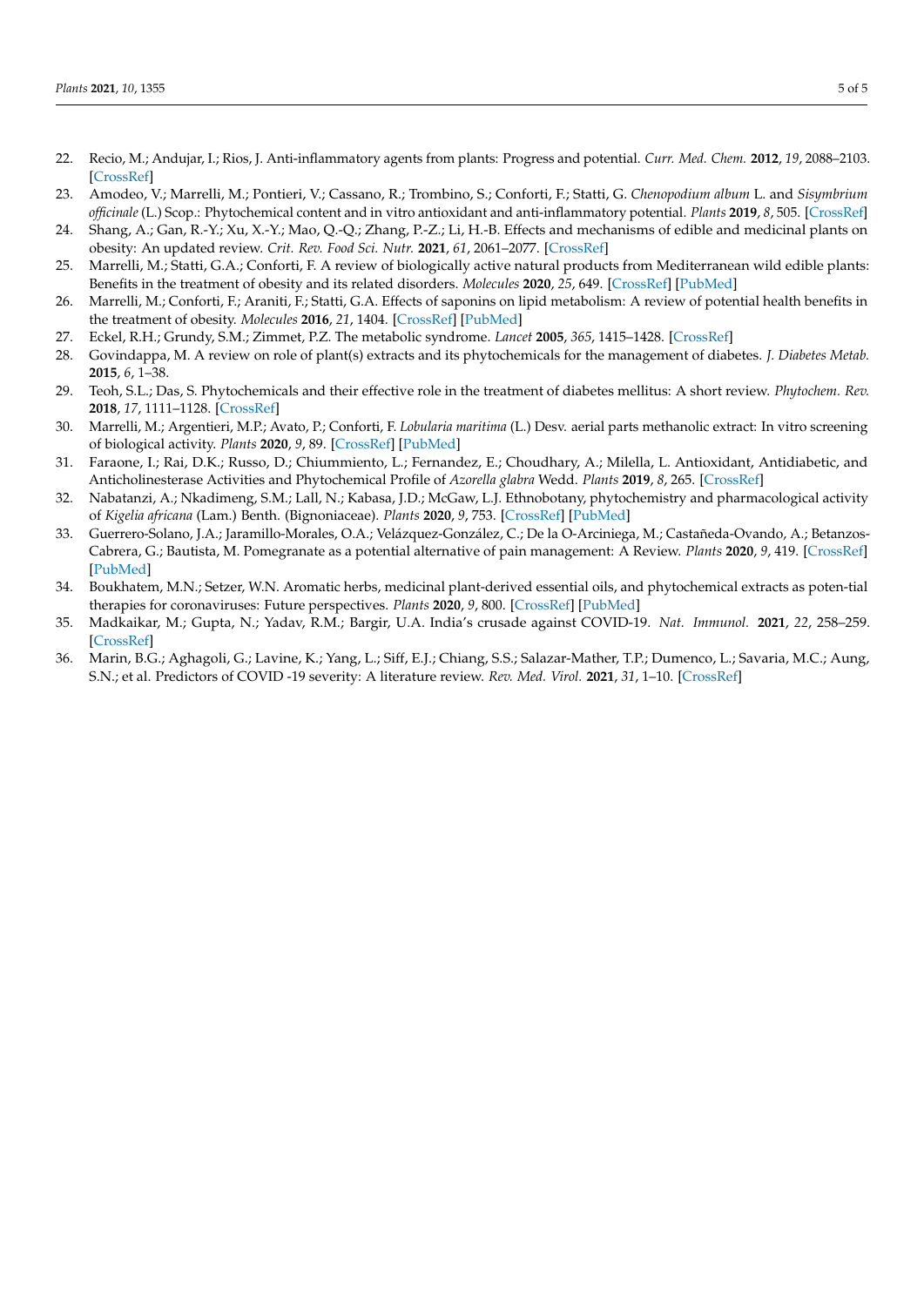22. Recio, M.; Andujar, I.; Rios, J. Anti-inflammatory agents from plants: Progress and potential. *Curr. Med. Chem.* **2012**, *19*, 2088–2103. [CrossRef]
23. Amodeo, V.; Marrelli, M.; Pontieri, V.; Cassano, R.; Trombino, S.; Conforti, F.; Statti, G. *Chenopodium album* L. and *Sisymbrium officinale* (L.) Scop.: Phytochemical content and in vitro antioxidant and anti-inflammatory potential. *Plants* **2019**, *8*, 505. [CrossRef]
24. Shang, A.; Gan, R.-Y.; Xu, X.-Y.; Mao, Q.-Q.; Zhang, P.-Z.; Li, H.-B. Effects and mechanisms of edible and medicinal plants on obesity: An updated review. *Crit. Rev. Food Sci. Nutr.* **2021**, *61*, 2061–2077. [CrossRef]
25. Marrelli, M.; Statti, G.A.; Conforti, F. A review of biologically active natural products from Mediterranean wild edible plants: Benefits in the treatment of obesity and its related disorders. *Molecules* **2020**, *25*, 649. [CrossRef] [PubMed]
26. Marrelli, M.; Conforti, F.; Araniti, F.; Statti, G.A. Effects of saponins on lipid metabolism: A review of potential health benefits in the treatment of obesity. *Molecules* **2016**, *21*, 1404. [CrossRef] [PubMed]
27. Eckel, R.H.; Grundy, S.M.; Zimmet, P.Z. The metabolic syndrome. *Lancet* **2005**, *365*, 1415–1428. [CrossRef]
28. Govindappa, M. A review on role of plant(s) extracts and its phytochemicals for the management of diabetes. *J. Diabetes Metab.* **2015**, *6*, 1–38.
29. Teoh, S.L.; Das, S. Phytochemicals and their effective role in the treatment of diabetes mellitus: A short review. *Phytochem. Rev.* **2018**, *17*, 1111–1128. [CrossRef]
30. Marrelli, M.; Argentieri, M.P.; Avato, P.; Conforti, F. *Lobularia maritima* (L.) Desv. aerial parts methanolic extract: In vitro screening of biological activity. *Plants* **2020**, *9*, 89. [CrossRef] [PubMed]
31. Faraone, I.; Rai, D.K.; Russo, D.; Chiummiento, L.; Fernandez, E.; Choudhary, A.; Milella, L. Antioxidant, Antidiabetic, and Anticholinesterase Activities and Phytochemical Profile of *Azorella glabra* Wedd. *Plants* **2019**, *8*, 265. [CrossRef]
32. Nabatanzi, A.; Nkadimeng, S.M.; Lall, N.; Kabasa, J.D.; McGaw, L.J. Ethnobotany, phytochemistry and pharmacological activity of *Kigelia africana* (Lam.) Benth. (Bignoniaceae). *Plants* **2020**, *9*, 753. [CrossRef] [PubMed]
33. Guerrero-Solano, J.A.; Jaramillo-Morales, O.A.; Velázquez-González, C.; De la O-Arciniega, M.; Castañeda-Ovando, A.; Betanzos-Cabrera, G.; Bautista, M. Pomegranate as a potential alternative of pain management: A Review. *Plants* **2020**, *9*, 419. [CrossRef] [PubMed]
34. Boukhatem, M.N.; Setzer, W.N. Aromatic herbs, medicinal plant-derived essential oils, and phytochemical extracts as poten-tial therapies for coronaviruses: Future perspectives. *Plants* **2020**, *9*, 800. [CrossRef] [PubMed]
35. Madkaikar, M.; Gupta, N.; Yadav, R.M.; Bargir, U.A. India's crusade against COVID-19. *Nat. Immunol.* **2021**, *22*, 258–259. [CrossRef]
36. Marin, B.G.; Aghagoli, G.; Lavine, K.; Yang, L.; Siff, E.J.; Chiang, S.S.; Salazar-Mather, T.P.; Dumenco, L.; Savaria, M.C.; Aung, S.N.; et al. Predictors of COVID -19 severity: A literature review. *Rev. Med. Virol.* **2021**, *31*, 1–10. [CrossRef]